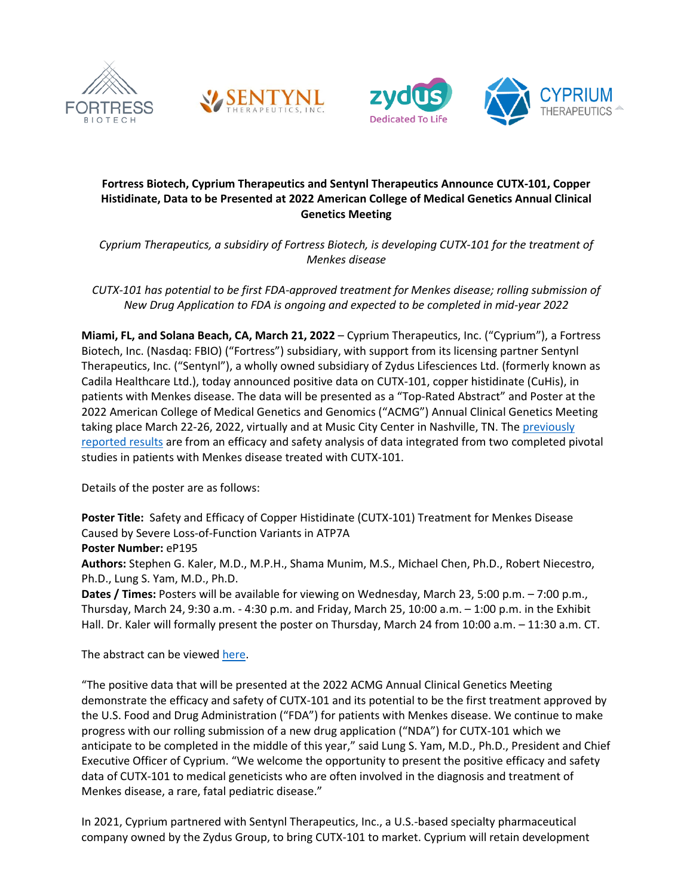**Fortress Biotech, Cyprium Therapeutics and Sentynl Therapeutics Announce CUTX-101, Copper Histidinate, Data to be Presented at 2022 American College of Medical Genetics Annual Clinical Genetics Meeting**

*Cyprium Therapeutics, a subsidiary of Fortress Biotech, is developing CUTX-101 for the treatment of Menkes disease*

*CUTX-101 has potential to be first FDA-approved treatment for Menkes disease; rolling submission of New Drug Application to FDA is ongoing and expected to be completed in mid-year 2022*

**Miami, FL, and Solana Beach, CA, March 21, 2022** – Cyprium Therapeutics, Inc. ("Cyprium"), a Fortress Biotech, Inc. (Nasdaq: FBIO) ("Fortress") subsidiary, with support from its licensing partner Sentynl Therapeutics, Inc. ("Sentynl"), a wholly owned subsidiary of Zydus Lifesciences Ltd. (formerly known as Cadila Healthcare Ltd.), today announced positive data on CUTX-101, copper histidinate (CuHis), in patients with Menkes disease. The data will be presented as a "Top-Rated Abstract" and Poster at the 2022 American College of Medical Genetics and Genomics ("ACMG") Annual Clinical Genetics Meeting taking place March 22-26, 2022, virtually and at Music City Center in Nashville, TN. The previously reported results are from an efficacy and safety analysis of data integrated from two completed pivotal studies in patients with Menkes disease treated with CUTX-101.

Details of the poster are as follows:

**Poster Title:** Safety and Efficacy of Copper Histidinate (CUTX-101) Treatment for Menkes Disease Caused by Severe Loss-of-Function Variants in ATP7A
**Poster Number:** eP195
**Authors:** Stephen G. Kaler, M.D., M.P.H., Shama Munim, M.S., Michael Chen, Ph.D., Robert Niecestro, Ph.D., Lung S. Yam, M.D., Ph.D.
**Dates / Times:** Posters will be available for viewing on Wednesday, March 23, 5:00 p.m. – 7:00 p.m., Thursday, March 24, 9:30 a.m. - 4:30 p.m. and Friday, March 25, 10:00 a.m. – 1:00 p.m. in the Exhibit Hall. Dr. Kaler will formally present the poster on Thursday, March 24 from 10:00 a.m. – 11:30 a.m. CT.

The abstract can be viewed here.

"The positive data that will be presented at the 2022 ACMG Annual Clinical Genetics Meeting demonstrate the efficacy and safety of CUTX-101 and its potential to be the first treatment approved by the U.S. Food and Drug Administration ("FDA") for patients with Menkes disease. We continue to make progress with our rolling submission of a new drug application ("NDA") for CUTX-101 which we anticipate to be completed in the middle of this year," said Lung S. Yam, M.D., Ph.D., President and Chief Executive Officer of Cyprium. "We welcome the opportunity to present the positive efficacy and safety data of CUTX-101 to medical geneticists who are often involved in the diagnosis and treatment of Menkes disease, a rare, fatal pediatric disease."

In 2021, Cyprium partnered with Sentynl Therapeutics, Inc., a U.S.-based specialty pharmaceutical company owned by the Zydus Group, to bring CUTX-101 to market. Cyprium will retain development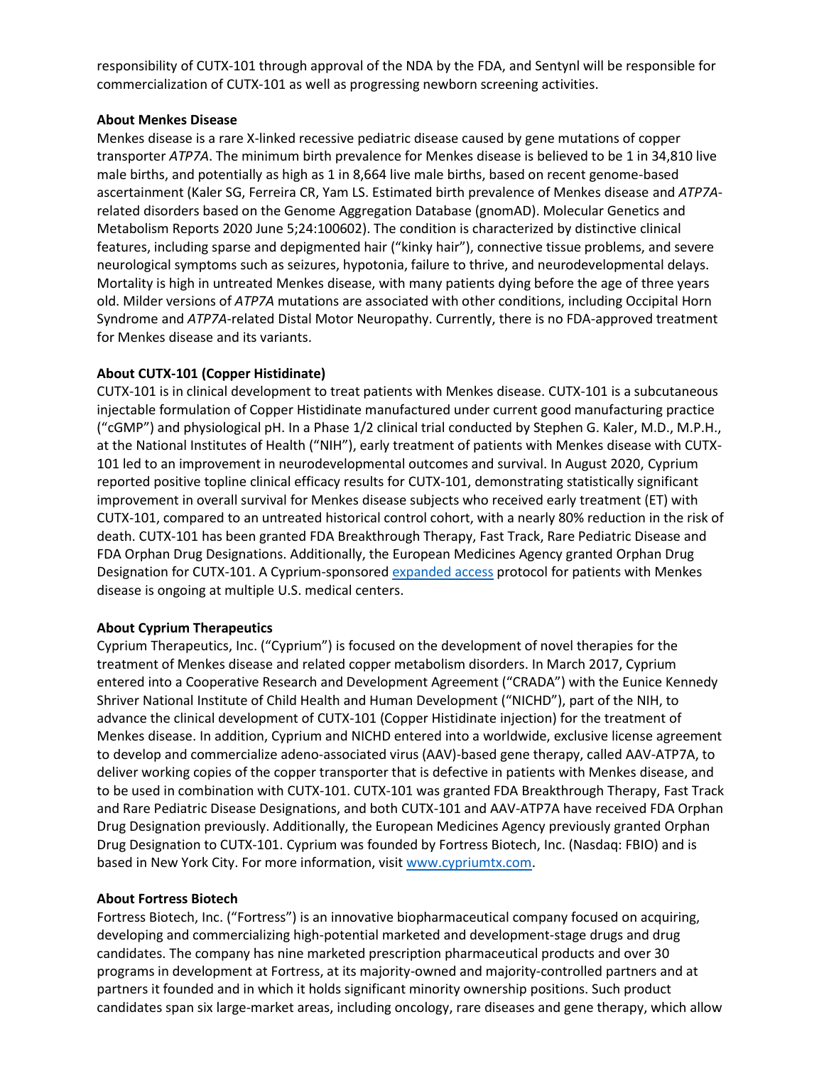responsibility of CUTX-101 through approval of the NDA by the FDA, and Sentynl will be responsible for commercialization of CUTX-101 as well as progressing newborn screening activities.

**About Menkes Disease**

Menkes disease is a rare X-linked recessive pediatric disease caused by gene mutations of copper transporter *ATP7A*. The minimum birth prevalence for Menkes disease is believed to be 1 in 34,810 live male births, and potentially as high as 1 in 8,664 live male births, based on recent genome-based ascertainment (Kaler SG, Ferreira CR, Yam LS. Estimated birth prevalence of Menkes disease and *ATP7A*-related disorders based on the Genome Aggregation Database (gnomAD). Molecular Genetics and Metabolism Reports 2020 June 5;24:100602). The condition is characterized by distinctive clinical features, including sparse and depigmented hair ("kinky hair"), connective tissue problems, and severe neurological symptoms such as seizures, hypotonia, failure to thrive, and neurodevelopmental delays. Mortality is high in untreated Menkes disease, with many patients dying before the age of three years old. Milder versions of *ATP7A* mutations are associated with other conditions, including Occipital Horn Syndrome and *ATP7A*-related Distal Motor Neuropathy. Currently, there is no FDA-approved treatment for Menkes disease and its variants.

**About CUTX-101 (Copper Histidinate)**

CUTX-101 is in clinical development to treat patients with Menkes disease. CUTX-101 is a subcutaneous injectable formulation of Copper Histidinate manufactured under current good manufacturing practice ("cGMP") and physiological pH. In a Phase 1/2 clinical trial conducted by Stephen G. Kaler, M.D., M.P.H., at the National Institutes of Health ("NIH"), early treatment of patients with Menkes disease with CUTX-101 led to an improvement in neurodevelopmental outcomes and survival. In August 2020, Cyprium reported positive topline clinical efficacy results for CUTX-101, demonstrating statistically significant improvement in overall survival for Menkes disease subjects who received early treatment (ET) with CUTX-101, compared to an untreated historical control cohort, with a nearly 80% reduction in the risk of death. CUTX-101 has been granted FDA Breakthrough Therapy, Fast Track, Rare Pediatric Disease and FDA Orphan Drug Designations. Additionally, the European Medicines Agency granted Orphan Drug Designation for CUTX-101. A Cyprium-sponsored expanded access protocol for patients with Menkes disease is ongoing at multiple U.S. medical centers.

**About Cyprium Therapeutics**

Cyprium Therapeutics, Inc. ("Cyprium") is focused on the development of novel therapies for the treatment of Menkes disease and related copper metabolism disorders. In March 2017, Cyprium entered into a Cooperative Research and Development Agreement ("CRADA") with the Eunice Kennedy Shriver National Institute of Child Health and Human Development ("NICHD"), part of the NIH, to advance the clinical development of CUTX-101 (Copper Histidinate injection) for the treatment of Menkes disease. In addition, Cyprium and NICHD entered into a worldwide, exclusive license agreement to develop and commercialize adeno-associated virus (AAV)-based gene therapy, called AAV-ATP7A, to deliver working copies of the copper transporter that is defective in patients with Menkes disease, and to be used in combination with CUTX-101. CUTX-101 was granted FDA Breakthrough Therapy, Fast Track and Rare Pediatric Disease Designations, and both CUTX-101 and AAV-ATP7A have received FDA Orphan Drug Designation previously. Additionally, the European Medicines Agency previously granted Orphan Drug Designation to CUTX-101. Cyprium was founded by Fortress Biotech, Inc. (Nasdaq: FBIO) and is based in New York City. For more information, visit www.cypriumtx.com.

**About Fortress Biotech**

Fortress Biotech, Inc. ("Fortress") is an innovative biopharmaceutical company focused on acquiring, developing and commercializing high-potential marketed and development-stage drugs and drug candidates. The company has nine marketed prescription pharmaceutical products and over 30 programs in development at Fortress, at its majority-owned and majority-controlled partners and at partners it founded and in which it holds significant minority ownership positions. Such product candidates span six large-market areas, including oncology, rare diseases and gene therapy, which allow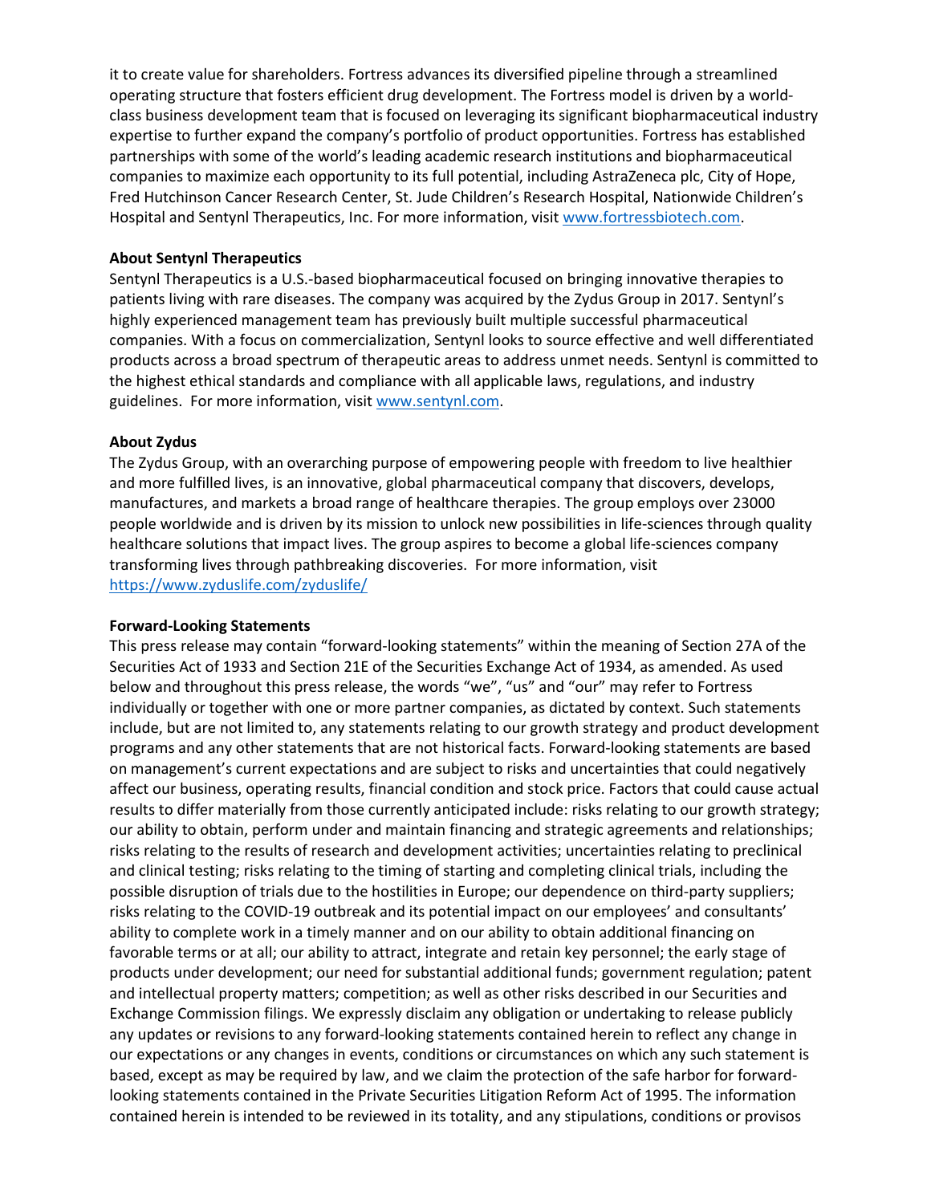it to create value for shareholders. Fortress advances its diversified pipeline through a streamlined operating structure that fosters efficient drug development. The Fortress model is driven by a world-class business development team that is focused on leveraging its significant biopharmaceutical industry expertise to further expand the company's portfolio of product opportunities. Fortress has established partnerships with some of the world's leading academic research institutions and biopharmaceutical companies to maximize each opportunity to its full potential, including AstraZeneca plc, City of Hope, Fred Hutchinson Cancer Research Center, St. Jude Children's Research Hospital, Nationwide Children's Hospital and Sentynl Therapeutics, Inc. For more information, visit [www.fortressbiotech.com](www.fortressbiotech.com).

**About Sentynl Therapeutics**

Sentynl Therapeutics is a U.S.-based biopharmaceutical focused on bringing innovative therapies to patients living with rare diseases. The company was acquired by the Zydus Group in 2017. Sentynl's highly experienced management team has previously built multiple successful pharmaceutical companies. With a focus on commercialization, Sentynl looks to source effective and well differentiated products across a broad spectrum of therapeutic areas to address unmet needs. Sentynl is committed to the highest ethical standards and compliance with all applicable laws, regulations, and industry guidelines. For more information, visit [www.sentynl.com](www.sentynl.com).

**About Zydus**

The Zydus Group, with an overarching purpose of empowering people with freedom to live healthier and more fulfilled lives, is an innovative, global pharmaceutical company that discovers, develops, manufactures, and markets a broad range of healthcare therapies. The group employs over 23000 people worldwide and is driven by its mission to unlock new possibilities in life-sciences through quality healthcare solutions that impact lives. The group aspires to become a global life-sciences company transforming lives through pathbreaking discoveries. For more information, visit [https://www.zyduslife.com/zyduslife/](https://www.zyduslife.com/zyduslife/)

**Forward-Looking Statements**

This press release may contain "forward-looking statements" within the meaning of Section 27A of the Securities Act of 1933 and Section 21E of the Securities Exchange Act of 1934, as amended. As used below and throughout this press release, the words "we", "us" and "our" may refer to Fortress individually or together with one or more partner companies, as dictated by context. Such statements include, but are not limited to, any statements relating to our growth strategy and product development programs and any other statements that are not historical facts. Forward-looking statements are based on management's current expectations and are subject to risks and uncertainties that could negatively affect our business, operating results, financial condition and stock price. Factors that could cause actual results to differ materially from those currently anticipated include: risks relating to our growth strategy; our ability to obtain, perform under and maintain financing and strategic agreements and relationships; risks relating to the results of research and development activities; uncertainties relating to preclinical and clinical testing; risks relating to the timing of starting and completing clinical trials, including the possible disruption of trials due to the hostilities in Europe; our dependence on third-party suppliers; risks relating to the COVID-19 outbreak and its potential impact on our employees' and consultants' ability to complete work in a timely manner and on our ability to obtain additional financing on favorable terms or at all; our ability to attract, integrate and retain key personnel; the early stage of products under development; our need for substantial additional funds; government regulation; patent and intellectual property matters; competition; as well as other risks described in our Securities and Exchange Commission filings. We expressly disclaim any obligation or undertaking to release publicly any updates or revisions to any forward-looking statements contained herein to reflect any change in our expectations or any changes in events, conditions or circumstances on which any such statement is based, except as may be required by law, and we claim the protection of the safe harbor for forward-looking statements contained in the Private Securities Litigation Reform Act of 1995. The information contained herein is intended to be reviewed in its totality, and any stipulations, conditions or provisos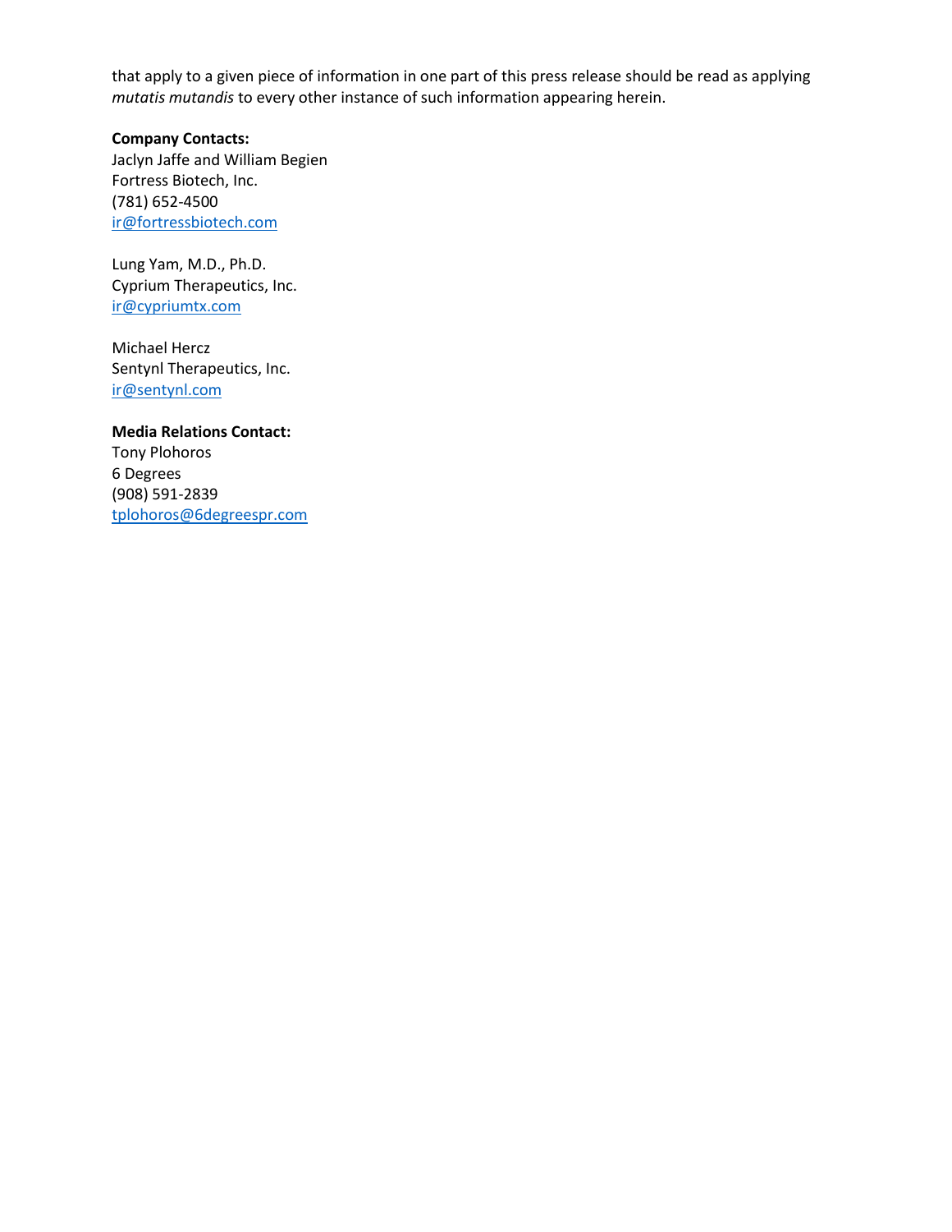that apply to a given piece of information in one part of this press release should be read as applying *mutatis mutandis* to every other instance of such information appearing herein.

**Company Contacts:**
Jaclyn Jaffe and William Begien
Fortress Biotech, Inc.
(781) 652-4500
ir@fortressbiotech.com

Lung Yam, M.D., Ph.D.
Cyprium Therapeutics, Inc.
ir@cypriumtx.com

Michael Hercz
Sentynl Therapeutics, Inc.
ir@sentynl.com

**Media Relations Contact:**
Tony Plohoros
6 Degrees
(908) 591-2839
tplohoros@6degreespr.com